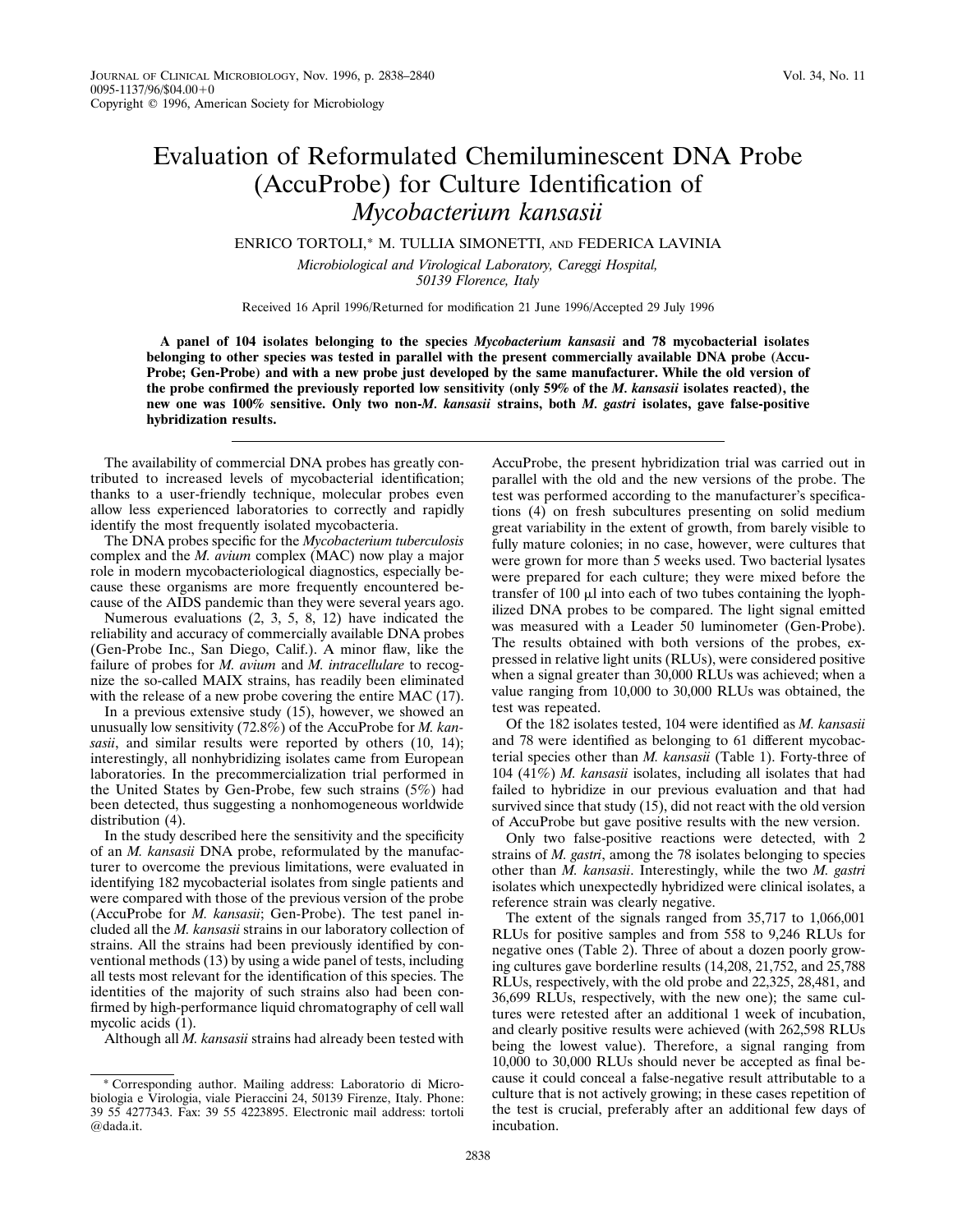# Evaluation of Reformulated Chemiluminescent DNA Probe (AccuProbe) for Culture Identification of *Mycobacterium kansasii*

ENRICO TORTOLI,* M. TULLIA SIMONETTI, AND FEDERICA LAVINIA

*Microbiological and Virological Laboratory, Careggi Hospital, 50139 Florence, Italy*

Received 16 April 1996/Returned for modification 21 June 1996/Accepted 29 July 1996

**A panel of 104 isolates belonging to the species *Mycobacterium kansasii* and 78 mycobacterial isolates belonging to other species was tested in parallel with the present commercially available DNA probe (AccuProbe; Gen-Probe) and with a new probe just developed by the same manufacturer. While the old version of the probe confirmed the previously reported low sensitivity (only 59% of the *M. kansasii* isolates reacted), the new one was 100% sensitive. Only two non-*M. kansasii* strains, both *M. gastri* isolates, gave false-positive hybridization results.**

The availability of commercial DNA probes has greatly contributed to increased levels of mycobacterial identification; thanks to a user-friendly technique, molecular probes even allow less experienced laboratories to correctly and rapidly identify the most frequently isolated mycobacteria.

The DNA probes specific for the *Mycobacterium tuberculosis* complex and the *M. avium* complex (MAC) now play a major role in modern mycobacteriological diagnostics, especially because these organisms are more frequently encountered because of the AIDS pandemic than they were several years ago.

Numerous evaluations (2, 3, 5, 8, 12) have indicated the reliability and accuracy of commercially available DNA probes (Gen-Probe Inc., San Diego, Calif.). A minor flaw, like the failure of probes for *M. avium* and *M. intracellulare* to recognize the so-called MAIX strains, has readily been eliminated with the release of a new probe covering the entire MAC (17).

In a previous extensive study (15), however, we showed an unusually low sensitivity (72.8%) of the AccuProbe for *M. kansasii*, and similar results were reported by others (10, 14); interestingly, all nonhybridizing isolates came from European laboratories. In the precommercialization trial performed in the United States by Gen-Probe, few such strains (5%) had been detected, thus suggesting a nonhomogeneous worldwide distribution (4).

In the study described here the sensitivity and the specificity of an *M. kansasii* DNA probe, reformulated by the manufacturer to overcome the previous limitations, were evaluated in identifying 182 mycobacterial isolates from single patients and were compared with those of the previous version of the probe (AccuProbe for *M. kansasii*; Gen-Probe). The test panel included all the *M. kansasii* strains in our laboratory collection of strains. All the strains had been previously identified by conventional methods (13) by using a wide panel of tests, including all tests most relevant for the identification of this species. The identities of the majority of such strains also had been confirmed by high-performance liquid chromatography of cell wall mycolic acids (1).

Although all *M. kansasii* strains had already been tested with AccuProbe, the present hybridization trial was carried out in parallel with the old and the new versions of the probe. The test was performed according to the manufacturer's specifications (4) on fresh subcultures presenting on solid medium great variability in the extent of growth, from barely visible to fully mature colonies; in no case, however, were cultures that were grown for more than 5 weeks used. Two bacterial lysates were prepared for each culture; they were mixed before the transfer of 100 μl into each of two tubes containing the lyophilized DNA probes to be compared. The light signal emitted was measured with a Leader 50 luminometer (Gen-Probe). The results obtained with both versions of the probes, expressed in relative light units (RLUs), were considered positive when a signal greater than 30,000 RLUs was achieved; when a value ranging from 10,000 to 30,000 RLUs was obtained, the test was repeated.

Of the 182 isolates tested, 104 were identified as *M. kansasii* and 78 were identified as belonging to 61 different mycobacterial species other than *M. kansasii* (Table 1). Forty-three of 104 (41%) *M. kansasii* isolates, including all isolates that had failed to hybridize in our previous evaluation and that had survived since that study (15), did not react with the old version of AccuProbe but gave positive results with the new version.

Only two false-positive reactions were detected, with 2 strains of *M. gastri*, among the 78 isolates belonging to species other than *M. kansasii*. Interestingly, while the two *M. gastri* isolates which unexpectedly hybridized were clinical isolates, a reference strain was clearly negative.

The extent of the signals ranged from 35,717 to 1,066,001 RLUs for positive samples and from 558 to 9,246 RLUs for negative ones (Table 2). Three of about a dozen poorly growing cultures gave borderline results (14,208, 21,752, and 25,788 RLUs, respectively, with the old probe and 22,325, 28,481, and 36,699 RLUs, respectively, with the new one); the same cultures were retested after an additional 1 week of incubation, and clearly positive results were achieved (with 262,598 RLUs being the lowest value). Therefore, a signal ranging from 10,000 to 30,000 RLUs should never be accepted as final because it could conceal a false-negative result attributable to a culture that is not actively growing; in these cases repetition of the test is crucial, preferably after an additional few days of incubation.

---

\* Corresponding author. Mailing address: Laboratorio di Microbiologia e Virologia, viale Pieraccini 24, 50139 Firenze, Italy. Phone: 39 55 4277343. Fax: 39 55 4223895. Electronic mail address: tortoli@dada.it.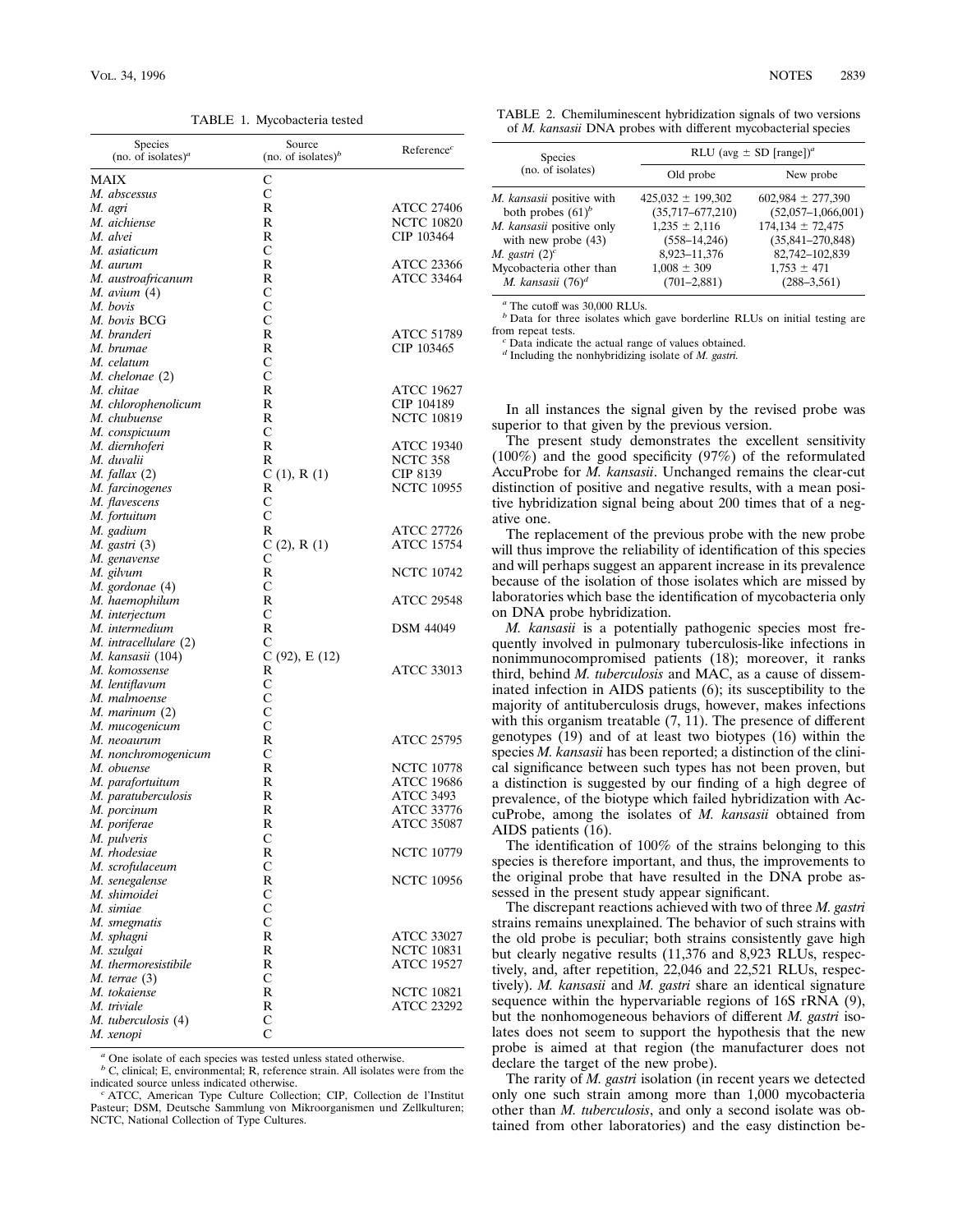TABLE 1. Mycobacteria tested

| Species (no. of isolates)[a] | Source (no. of isolates)[b] | Reference[c] |
|---|---|---|
| MAIX | C | |
| *M. abscessus* | C | |
| *M. agri* | R | ATCC 27406 |
| *M. aichiense* | R | NCTC 10820 |
| *M. alvei* | R | CIP 103464 |
| *M. asiaticum* | C | |
| *M. aurum* | R | ATCC 23366 |
| *M. austroafricanum* | R | ATCC 33464 |
| *M. avium* (4) | C | |
| *M. bovis* | C | |
| *M. bovis* BCG | C | |
| *M. branderi* | R | ATCC 51789 |
| *M. brumae* | R | CIP 103465 |
| *M. celatum* | C | |
| *M. chelonae* (2) | C | |
| *M. chitae* | R | ATCC 19627 |
| *M. chlorophenolicum* | R | CIP 104189 |
| *M. chubuense* | R | NCTC 10819 |
| *M. conspicuum* | C | |
| *M. diernhoferi* | R | ATCC 19340 |
| *M. duvalii* | R | NCTC 358 |
| *M. fallax* (2) | C (1), R (1) | CIP 8139 |
| *M. farcinogenes* | R | NCTC 10955 |
| *M. flavescens* | C | |
| *M. fortuitum* | C | |
| *M. gadium* | R | ATCC 27726 |
| *M. gastri* (3) | C (2), R (1) | ATCC 15754 |
| *M. genavense* | C | |
| *M. gilvum* | R | NCTC 10742 |
| *M. gordonae* (4) | C | |
| *M. haemophilum* | R | ATCC 29548 |
| *M. interjectum* | C | |
| *M. intermedium* | R | DSM 44049 |
| *M. intracellulare* (2) | C | |
| *M. kansasii* (104) | C (92), E (12) | |
| *M. komossense* | R | ATCC 33013 |
| *M. lentiflavum* | C | |
| *M. malmoense* | C | |
| *M. marinum* (2) | C | |
| *M. mucogenicum* | C | |
| *M. neoaurum* | R | ATCC 25795 |
| *M. nonchromogenicum* | C | |
| *M. obuense* | R | NCTC 10778 |
| *M. parafortuitum* | R | ATCC 19686 |
| *M. paratuberculosis* | R | ATCC 3493 |
| *M. porcinum* | R | ATCC 33776 |
| *M. poriferae* | R | ATCC 35087 |
| *M. pulveris* | C | |
| *M. rhodesiae* | R | NCTC 10779 |
| *M. scrofulaceum* | C | |
| *M. senegalense* | R | NCTC 10956 |
| *M. shimoidei* | C | |
| *M. simiae* | C | |
| *M. smegmatis* | C | |
| *M. sphagni* | R | ATCC 33027 |
| *M. szulgai* | R | NCTC 10831 |
| *M. thermoresistibile* | R | ATCC 19527 |
| *M. terrae* (3) | C | |
| *M. tokaiense* | R | NCTC 10821 |
| *M. triviale* | R | ATCC 23292 |
| *M. tuberculosis* (4) | C | |
| *M. xenopi* | C | |

[a] One isolate of each species was tested unless stated otherwise.
[b] C, clinical; E, environmental; R, reference strain. All isolates were from the indicated source unless indicated otherwise.
[c] ATCC, American Type Culture Collection; CIP, Collection de l'Institut Pasteur; DSM, Deutsche Sammlung von Mikroorganismen und Zellkulturen; NCTC, National Collection of Type Cultures.

TABLE 2. Chemiluminescent hybridization signals of two versions of *M. kansasii* DNA probes with different mycobacterial species

| Species (no. of isolates) | RLU (avg ± SD [range])[a] | |
|---|---|---|
| | Old probe | New probe |
| *M. kansasii* positive with both probes (61)[b] | 425,032 ± 199,302 (35,717–677,210) | 602,984 ± 277,390 (52,057–1,066,001) |
| *M. kansasii* positive only with new probe (43) | 1,235 ± 2,116 (558–14,246) | 174,134 ± 72,475 (35,841–270,848) |
| *M. gastri* (2)[c] | 8,923–11,376 | 82,742–102,839 |
| Mycobacteria other than *M. kansasii* (76)[d] | 1,008 ± 309 (701–2,881) | 1,753 ± 471 (288–3,561) |

[a] The cutoff was 30,000 RLUs.
[b] Data for three isolates which gave borderline RLUs on initial testing are from repeat tests.
[c] Data indicate the actual range of values obtained.
[d] Including the nonhybridizing isolate of *M. gastri*.

In all instances the signal given by the revised probe was superior to that given by the previous version.

The present study demonstrates the excellent sensitivity (100%) and the good specificity (97%) of the reformulated AccuProbe for *M. kansasii*. Unchanged remains the clear-cut distinction of positive and negative results, with a mean positive hybridization signal being about 200 times that of a negative one.

The replacement of the previous probe with the new probe will thus improve the reliability of identification of this species and will perhaps suggest an apparent increase in its prevalence because of the isolation of those isolates which are missed by laboratories which base the identification of mycobacteria only on DNA probe hybridization.

*M. kansasii* is a potentially pathogenic species most frequently involved in pulmonary tuberculosis-like infections in nonimmunocompromised patients (18); moreover, it ranks third, behind *M. tuberculosis* and MAC, as a cause of disseminated infection in AIDS patients (6); its susceptibility to the majority of antituberculosis drugs, however, makes infections with this organism treatable (7, 11). The presence of different genotypes (19) and of at least two biotypes (16) within the species *M. kansasii* has been reported; a distinction of the clinical significance between such types has not been proven, but a distinction is suggested by our finding of a high degree of prevalence, of the biotype which failed hybridization with AccuProbe, among the isolates of *M. kansasii* obtained from AIDS patients (16).

The identification of 100% of the strains belonging to this species is therefore important, and thus, the improvements to the original probe that have resulted in the DNA probe assessed in the present study appear significant.

The discrepant reactions achieved with two of three *M. gastri* strains remains unexplained. The behavior of such strains with the old probe is peculiar; both strains consistently gave high but clearly negative results (11,376 and 8,923 RLUs, respectively, and, after repetition, 22,046 and 22,521 RLUs, respectively). *M. kansasii* and *M. gastri* share an identical signature sequence within the hypervariable regions of 16S rRNA (9), but the nonhomogeneous behaviors of different *M. gastri* isolates does not seem to support the hypothesis that the new probe is aimed at that region (the manufacturer does not declare the target of the new probe).

The rarity of *M. gastri* isolation (in recent years we detected only one such strain among more than 1,000 mycobacteria other than *M. tuberculosis*, and only a second isolate was obtained from other laboratories) and the easy distinction be-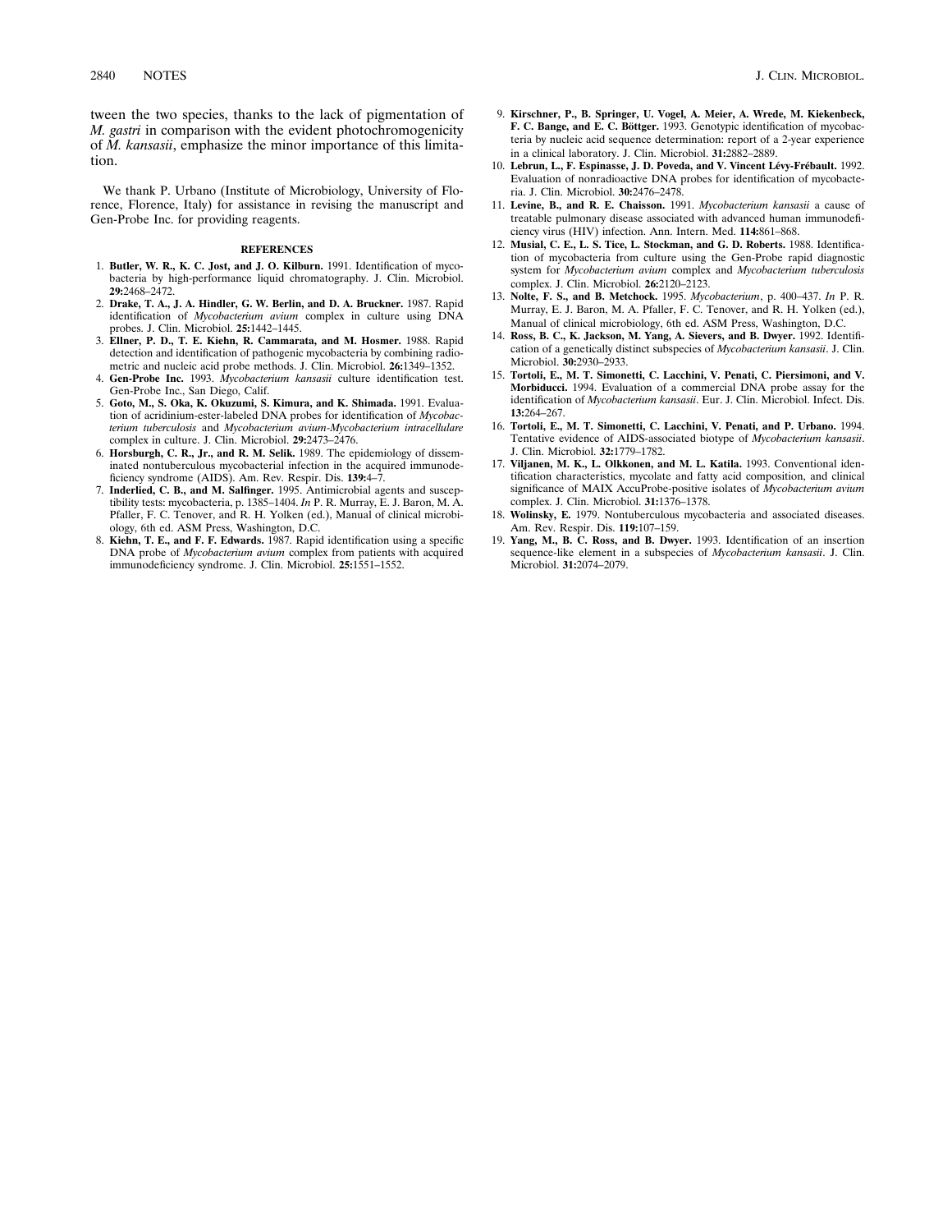tween the two species, thanks to the lack of pigmentation of *M. gastri* in comparison with the evident photochromogenicity of *M. kansasii*, emphasize the minor importance of this limitation.

We thank P. Urbano (Institute of Microbiology, University of Florence, Florence, Italy) for assistance in revising the manuscript and Gen-Probe Inc. for providing reagents.

## REFERENCES

1. **Butler, W. R., K. C. Jost, and J. O. Kilburn.** 1991. Identification of mycobacteria by high-performance liquid chromatography. J. Clin. Microbiol. **29:**2468–2472.
2. **Drake, T. A., J. A. Hindler, G. W. Berlin, and D. A. Bruckner.** 1987. Rapid identification of *Mycobacterium avium* complex in culture using DNA probes. J. Clin. Microbiol. **25:**1442–1445.
3. **Ellner, P. D., T. E. Kiehn, R. Cammarata, and M. Hosmer.** 1988. Rapid detection and identification of pathogenic mycobacteria by combining radiometric and nucleic acid probe methods. J. Clin. Microbiol. **26:**1349–1352.
4. **Gen-Probe Inc.** 1993. *Mycobacterium kansasii* culture identification test. Gen-Probe Inc., San Diego, Calif.
5. **Goto, M., S. Oka, K. Okuzumi, S. Kimura, and K. Shimada.** 1991. Evaluation of acridinium-ester-labeled DNA probes for identification of *Mycobacterium tuberculosis* and *Mycobacterium avium-Mycobacterium intracellulare* complex in culture. J. Clin. Microbiol. **29:**2473–2476.
6. **Horsburgh, C. R., Jr., and R. M. Selik.** 1989. The epidemiology of disseminated nontuberculous mycobacterial infection in the acquired immunodeficiency syndrome (AIDS). Am. Rev. Respir. Dis. **139:**4–7.
7. **Inderlied, C. B., and M. Salfinger.** 1995. Antimicrobial agents and susceptibility tests: mycobacteria, p. 1385–1404. *In* P. R. Murray, E. J. Baron, M. A. Pfaller, F. C. Tenover, and R. H. Yolken (ed.), Manual of clinical microbiology, 6th ed. ASM Press, Washington, D.C.
8. **Kiehn, T. E., and F. F. Edwards.** 1987. Rapid identification using a specific DNA probe of *Mycobacterium avium* complex from patients with acquired immunodeficiency syndrome. J. Clin. Microbiol. **25:**1551–1552.
9. **Kirschner, P., B. Springer, U. Vogel, A. Meier, A. Wrede, M. Kiekenbeck, F. C. Bange, and E. C. Böttger.** 1993. Genotypic identification of mycobacteria by nucleic acid sequence determination: report of a 2-year experience in a clinical laboratory. J. Clin. Microbiol. **31:**2882–2889.
10. **Lebrun, L., F. Espinasse, J. D. Poveda, and V. Vincent Lévy-Frébault.** 1992. Evaluation of nonradioactive DNA probes for identification of mycobacteria. J. Clin. Microbiol. **30:**2476–2478.
11. **Levine, B., and R. E. Chaisson.** 1991. *Mycobacterium kansasii* a cause of treatable pulmonary disease associated with advanced human immunodeficiency virus (HIV) infection. Ann. Intern. Med. **114:**861–868.
12. **Musial, C. E., L. S. Tice, L. Stockman, and G. D. Roberts.** 1988. Identification of mycobacteria from culture using the Gen-Probe rapid diagnostic system for *Mycobacterium avium* complex and *Mycobacterium tuberculosis* complex. J. Clin. Microbiol. **26:**2120–2123.
13. **Nolte, F. S., and B. Metchock.** 1995. *Mycobacterium*, p. 400–437. *In* P. R. Murray, E. J. Baron, M. A. Pfaller, F. C. Tenover, and R. H. Yolken (ed.), Manual of clinical microbiology, 6th ed. ASM Press, Washington, D.C.
14. **Ross, B. C., K. Jackson, M. Yang, A. Sievers, and B. Dwyer.** 1992. Identification of a genetically distinct subspecies of *Mycobacterium kansasii*. J. Clin. Microbiol. **30:**2930–2933.
15. **Tortoli, E., M. T. Simonetti, C. Lacchini, V. Penati, C. Piersimoni, and V. Morbiducci.** 1994. Evaluation of a commercial DNA probe assay for the identification of *Mycobacterium kansasii*. Eur. J. Clin. Microbiol. Infect. Dis. **13:**264–267.
16. **Tortoli, E., M. T. Simonetti, C. Lacchini, V. Penati, and P. Urbano.** 1994. Tentative evidence of AIDS-associated biotype of *Mycobacterium kansasii*. J. Clin. Microbiol. **32:**1779–1782.
17. **Viljanen, M. K., L. Olkkonen, and M. L. Katila.** 1993. Conventional identification characteristics, mycolate and fatty acid composition, and clinical significance of MAIX AccuProbe-positive isolates of *Mycobacterium avium* complex. J. Clin. Microbiol. **31:**1376–1378.
18. **Wolinsky, E.** 1979. Nontuberculous mycobacteria and associated diseases. Am. Rev. Respir. Dis. **119:**107–159.
19. **Yang, M., B. C. Ross, and B. Dwyer.** 1993. Identification of an insertion sequence-like element in a subspecies of *Mycobacterium kansasii*. J. Clin. Microbiol. **31:**2074–2079.